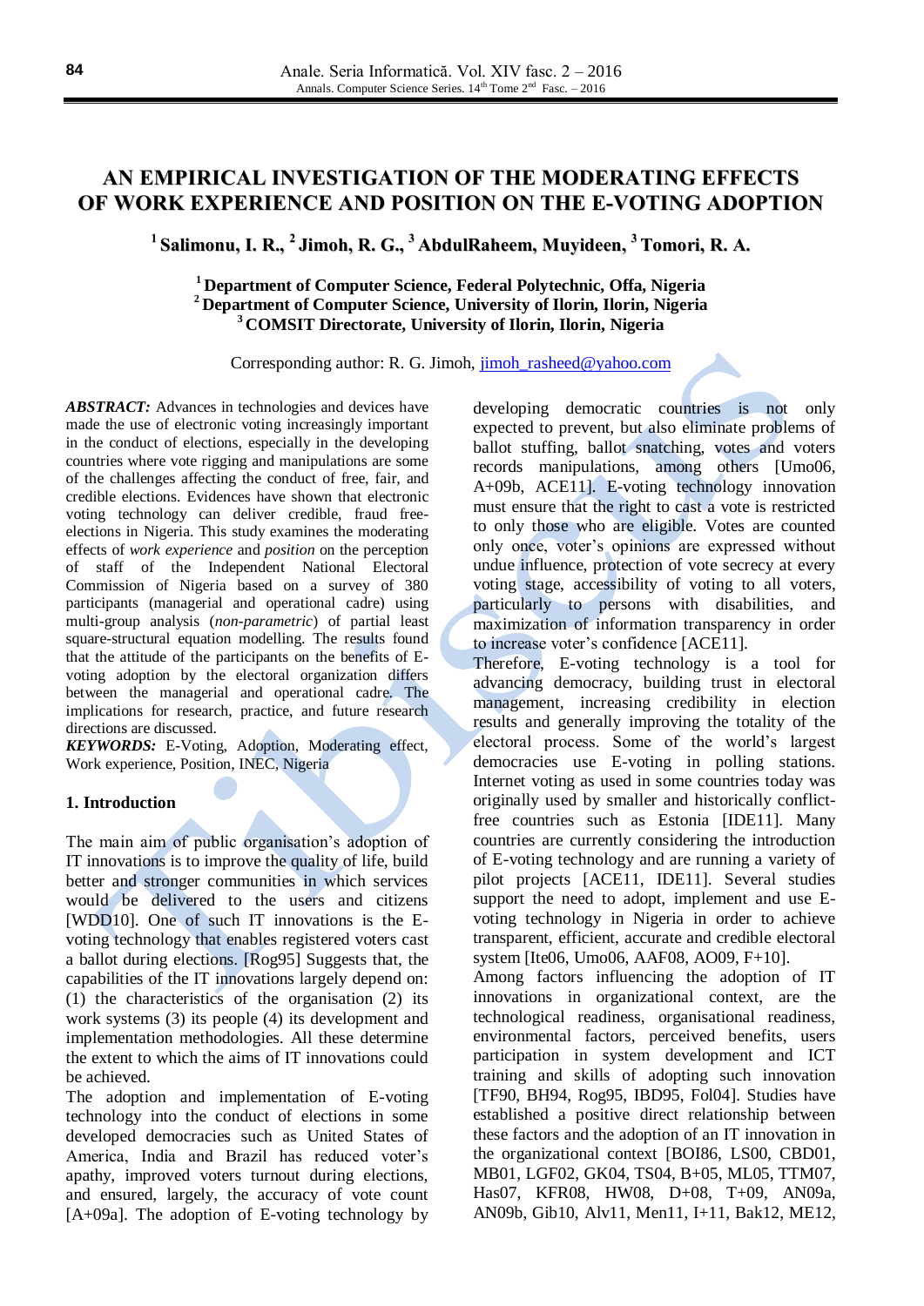# AN EMPIRICAL INVESTIGATION OF THE MODERATING EFFECTS OF WORK EXPERIENCE AND POSITION ON THE E-VOTING ADOPTION

**[1] Salimonu, I. R., [2] Jimoh, R. G., [3] AbdulRaheem, Muyideen, [3] Tomori, R. A.**

**[1] Department of Computer Science, Federal Polytechnic, Offa, Nigeria**
**[2] Department of Computer Science, University of Ilorin, Ilorin, Nigeria**
**[3] COMSIT Directorate, University of Ilorin, Ilorin, Nigeria**

Corresponding author: R. G. Jimoh, jimoh_rasheed@yahoo.com

***ABSTRACT:*** Advances in technologies and devices have made the use of electronic voting increasingly important in the conduct of elections, especially in the developing countries where vote rigging and manipulations are some of the challenges affecting the conduct of free, fair, and credible elections. Evidences have shown that electronic voting technology can deliver credible, fraud free-elections in Nigeria. This study examines the moderating effects of *work experience* and *position* on the perception of staff of the Independent National Electoral Commission of Nigeria based on a survey of 380 participants (managerial and operational cadre) using multi-group analysis (*non-parametric*) of partial least square-structural equation modelling. The results found that the attitude of the participants on the benefits of E-voting adoption by the electoral organization differs between the managerial and operational cadre. The implications for research, practice, and future research directions are discussed.

***KEYWORDS:*** E-Voting, Adoption, Moderating effect, Work experience, Position, INEC, Nigeria

## 1. Introduction

The main aim of public organisation's adoption of IT innovations is to improve the quality of life, build better and stronger communities in which services would be delivered to the users and citizens [WDD10]. One of such IT innovations is the E-voting technology that enables registered voters cast a ballot during elections. [Rog95] Suggests that, the capabilities of the IT innovations largely depend on: (1) the characteristics of the organisation (2) its work systems (3) its people (4) its development and implementation methodologies. All these determine the extent to which the aims of IT innovations could be achieved.

The adoption and implementation of E-voting technology into the conduct of elections in some developed democracies such as United States of America, India and Brazil has reduced voter's apathy, improved voters turnout during elections, and ensured, largely, the accuracy of vote count [A+09a]. The adoption of E-voting technology by developing democratic countries is not only expected to prevent, but also eliminate problems of ballot stuffing, ballot snatching, votes and voters records manipulations, among others [Umo06, A+09b, ACE11]. E-voting technology innovation must ensure that the right to cast a vote is restricted to only those who are eligible. Votes are counted only once, voter's opinions are expressed without undue influence, protection of vote secrecy at every voting stage, accessibility of voting to all voters, particularly to persons with disabilities, and maximization of information transparency in order to increase voter's confidence [ACE11].

Therefore, E-voting technology is a tool for advancing democracy, building trust in electoral management, increasing credibility in election results and generally improving the totality of the electoral process. Some of the world's largest democracies use E-voting in polling stations. Internet voting as used in some countries today was originally used by smaller and historically conflict-free countries such as Estonia [IDE11]. Many countries are currently considering the introduction of E-voting technology and are running a variety of pilot projects [ACE11, IDE11]. Several studies support the need to adopt, implement and use E-voting technology in Nigeria in order to achieve transparent, efficient, accurate and credible electoral system [Ite06, Umo06, AAF08, AO09, F+10].

Among factors influencing the adoption of IT innovations in organizational context, are the technological readiness, organisational readiness, environmental factors, perceived benefits, users participation in system development and ICT training and skills of adopting such innovation [TF90, BH94, Rog95, IBD95, Fol04]. Studies have established a positive direct relationship between these factors and the adoption of an IT innovation in the organizational context [BOI86, LS00, CBD01, MB01, LGF02, GK04, TS04, B+05, ML05, TTM07, Has07, KFR08, HW08, D+08, T+09, AN09a, AN09b, Gib10, Alv11, Men11, I+11, Bak12, ME12,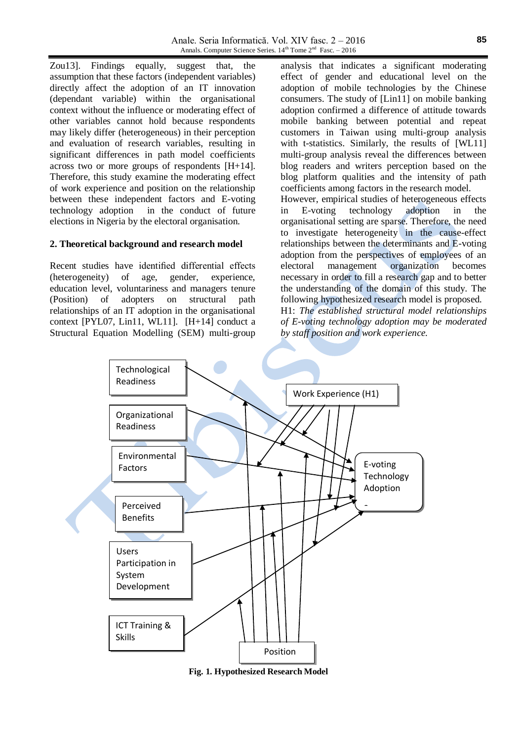Zou13]. Findings equally, suggest that, the assumption that these factors (independent variables) directly affect the adoption of an IT innovation (dependant variable) within the organisational context without the influence or moderating effect of other variables cannot hold because respondents may likely differ (heterogeneous) in their perception and evaluation of research variables, resulting in significant differences in path model coefficients across two or more groups of respondents [H+14]. Therefore, this study examine the moderating effect of work experience and position on the relationship between these independent factors and E-voting technology adoption in the conduct of future elections in Nigeria by the electoral organisation.

## 2. Theoretical background and research model

Recent studies have identified differential effects (heterogeneity) of age, gender, experience, education level, voluntariness and managers tenure (Position) of adopters on structural path relationships of an IT adoption in the organisational context [PYL07, Lin11, WL11]. [H+14] conduct a Structural Equation Modelling (SEM) multi-group analysis that indicates a significant moderating effect of gender and educational level on the adoption of mobile technologies by the Chinese consumers. The study of [Lin11] on mobile banking adoption confirmed a difference of attitude towards mobile banking between potential and repeat customers in Taiwan using multi-group analysis with t-statistics. Similarly, the results of [WL11] multi-group analysis reveal the differences between blog readers and writers perception based on the blog platform qualities and the intensity of path coefficients among factors in the research model.

However, empirical studies of heterogeneous effects in E-voting technology adoption in the organisational setting are sparse. Therefore, the need to investigate heterogeneity in the cause-effect relationships between the determinants and E-voting adoption from the perspectives of employees of an electoral management organization becomes necessary in order to fill a research gap and to better the understanding of the domain of this study. The following hypothesized research model is proposed.

H1: *The established structural model relationships of E-voting technology adoption may be moderated by staff position and work experience.*

Technological Readiness | Organizational Readiness | Environmental Factors | Perceived Benefits | Users Participation in System Development | ICT Training & Skills | Work Experience (H1) | Position | E-voting Technology Adoption

**Fig. 1. Hypothesized Research Model**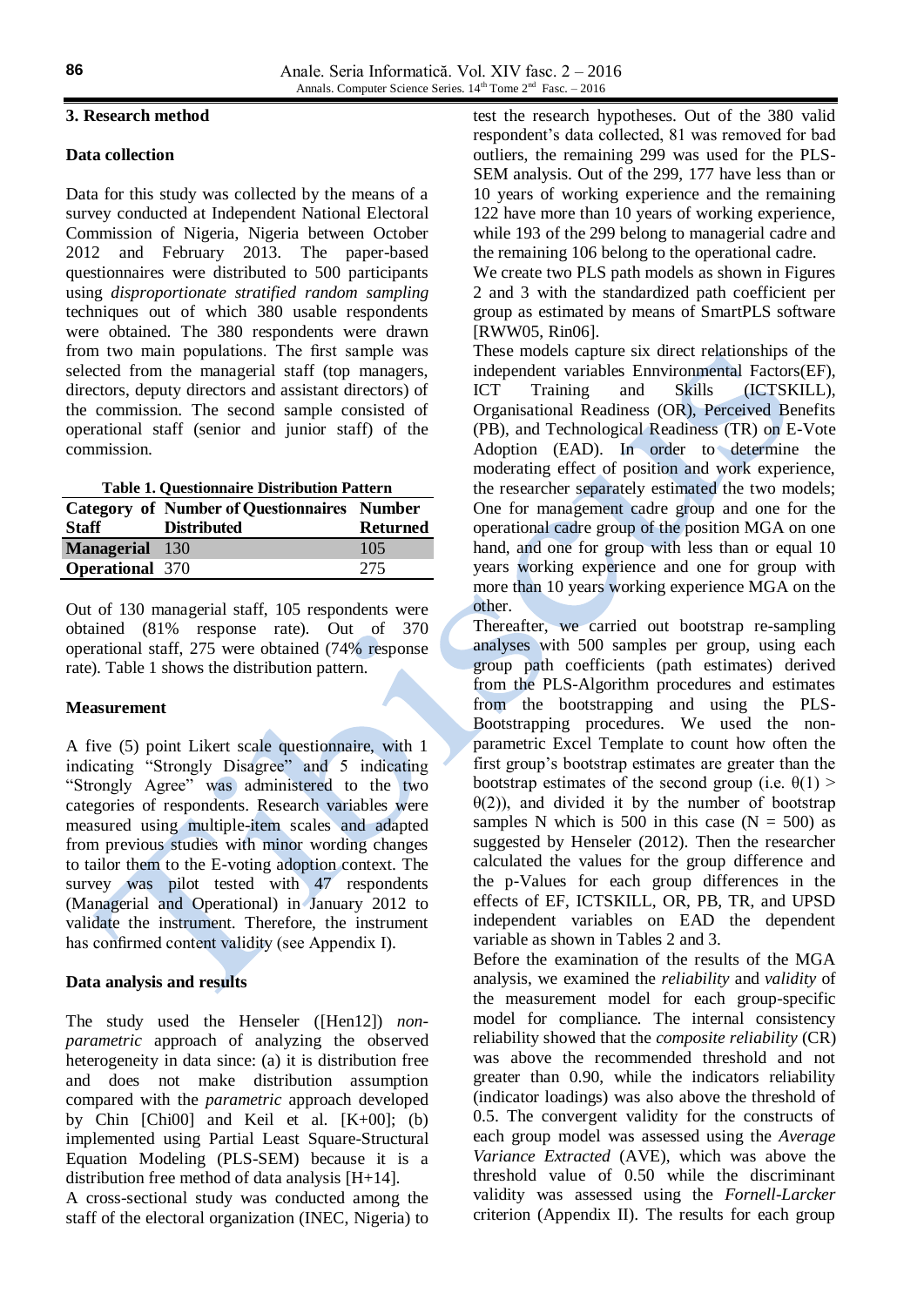## 3. Research method

### Data collection

Data for this study was collected by the means of a survey conducted at Independent National Electoral Commission of Nigeria, Nigeria between October 2012 and February 2013. The paper-based questionnaires were distributed to 500 participants using *disproportionate stratified random sampling* techniques out of which 380 usable respondents were obtained. The 380 respondents were drawn from two main populations. The first sample was selected from the managerial staff (top managers, directors, deputy directors and assistant directors) of the commission. The second sample consisted of operational staff (senior and junior staff) of the commission.

**Table 1. Questionnaire Distribution Pattern**

| Category of Staff | Number of Questionnaires Distributed | Number Returned |
|---|---|---|
| **Managerial** | 130 | 105 |
| **Operational** | 370 | 275 |

Out of 130 managerial staff, 105 respondents were obtained (81% response rate). Out of 370 operational staff, 275 were obtained (74% response rate). Table 1 shows the distribution pattern.

### Measurement

A five (5) point Likert scale questionnaire, with 1 indicating "Strongly Disagree" and 5 indicating "Strongly Agree" was administered to the two categories of respondents. Research variables were measured using multiple-item scales and adapted from previous studies with minor wording changes to tailor them to the E-voting adoption context. The survey was pilot tested with 47 respondents (Managerial and Operational) in January 2012 to validate the instrument. Therefore, the instrument has confirmed content validity (see Appendix I).

### Data analysis and results

The study used the Henseler ([Hen12]) *non-parametric* approach of analyzing the observed heterogeneity in data since: (a) it is distribution free and does not make distribution assumption compared with the *parametric* approach developed by Chin [Chi00] and Keil et al. [K+00]; (b) implemented using Partial Least Square-Structural Equation Modeling (PLS-SEM) because it is a distribution free method of data analysis [H+14].

A cross-sectional study was conducted among the staff of the electoral organization (INEC, Nigeria) to test the research hypotheses. Out of the 380 valid respondent's data collected, 81 was removed for bad outliers, the remaining 299 was used for the PLS-SEM analysis. Out of the 299, 177 have less than or 10 years of working experience and the remaining 122 have more than 10 years of working experience, while 193 of the 299 belong to managerial cadre and the remaining 106 belong to the operational cadre.

We create two PLS path models as shown in Figures 2 and 3 with the standardized path coefficient per group as estimated by means of SmartPLS software [RWW05, Rin06].

These models capture six direct relationships of the independent variables Ennvironmental Factors(EF), ICT Training and Skills (ICTSKILL), Organisational Readiness (OR), Perceived Benefits (PB), and Technological Readiness (TR) on E-Vote Adoption (EAD). In order to determine the moderating effect of position and work experience, the researcher separately estimated the two models; One for management cadre group and one for the operational cadre group of the position MGA on one hand, and one for group with less than or equal 10 years working experience and one for group with more than 10 years working experience MGA on the other.

Thereafter, we carried out bootstrap re-sampling analyses with 500 samples per group, using each group path coefficients (path estimates) derived from the PLS-Algorithm procedures and estimates from the bootstrapping and using the PLS-Bootstrapping procedures. We used the non-parametric Excel Template to count how often the first group's bootstrap estimates are greater than the bootstrap estimates of the second group (i.e. $\theta(1) > \theta(2)$), and divided it by the number of bootstrap samples N which is 500 in this case ($N = 500$) as suggested by Henseler (2012). Then the researcher calculated the values for the group difference and the p-Values for each group differences in the effects of EF, ICTSKILL, OR, PB, TR, and UPSD independent variables on EAD the dependent variable as shown in Tables 2 and 3.

Before the examination of the results of the MGA analysis, we examined the *reliability* and *validity* of the measurement model for each group-specific model for compliance. The internal consistency reliability showed that the *composite reliability* (CR) was above the recommended threshold and not greater than 0.90, while the indicators reliability (indicator loadings) was also above the threshold of 0.5. The convergent validity for the constructs of each group model was assessed using the *Average Variance Extracted* (AVE), which was above the threshold value of 0.50 while the discriminant validity was assessed using the *Fornell-Larcker* criterion (Appendix II). The results for each group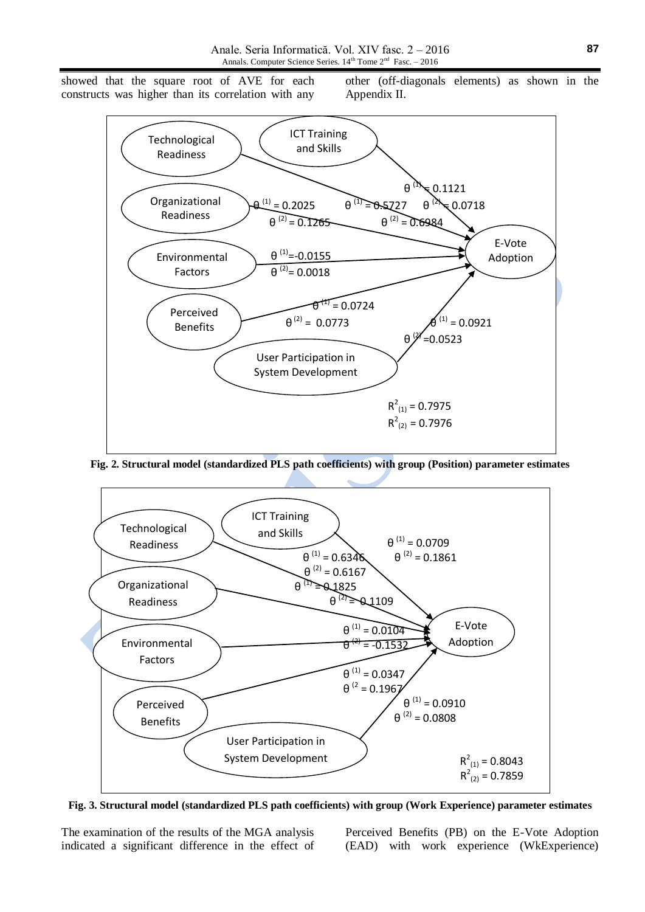showed that the square root of AVE for each constructs was higher than its correlation with any other (off-diagonals elements) as shown in the Appendix II.

Technological Readiness

ICT Training and Skills

Organizational Readiness

Environmental Factors

Perceived Benefits

User Participation in System Development

E-Vote Adoption

$\theta^{(1)} = 0.1121$

$\theta^{(1)} = 0.2025$ $\theta^{(2)} = 0.1265$

$\theta^{(1)} = 0.5727$ $\theta^{(2)} = 0.6984$

$\theta^{(2)} = 0.0718$

$\theta^{(1)} = -0.0155$ $\theta^{(2)} = 0.0018$

$\theta^{(1)} = 0.0724$ $\theta^{(2)} = 0.0773$

$\theta^{(1)} = 0.0921$ $\theta^{(2)} = 0.0523$

$R^2_{(1)} = 0.7975$
$R^2_{(2)} = 0.7976$

**Fig. 2. Structural model (standardized PLS path coefficients) with group (Position) parameter estimates**

Technological Readiness

ICT Training and Skills

Organizational Readiness

Environmental Factors

Perceived Benefits

User Participation in System Development

E-Vote Adoption

$\theta^{(1)} = 0.0709$ $\theta^{(2)} = 0.1861$

$\theta^{(1)} = 0.6346$ $\theta^{(2)} = 0.6167$

$\theta^{(1)} = 0.1825$ $\theta^{(2)} = 0.1109$

$\theta^{(1)} = 0.0104$ $\theta^{(2)} = -0.1532$

$\theta^{(1)} = 0.0347$ $\theta^{(2)} = 0.1967$

$\theta^{(1)} = 0.0910$ $\theta^{(2)} = 0.0808$

$R^2_{(1)} = 0.8043$
$R^2_{(2)} = 0.7859$

**Fig. 3. Structural model (standardized PLS path coefficients) with group (Work Experience) parameter estimates**

The examination of the results of the MGA analysis indicated a significant difference in the effect of Perceived Benefits (PB) on the E-Vote Adoption (EAD) with work experience (WkExperience)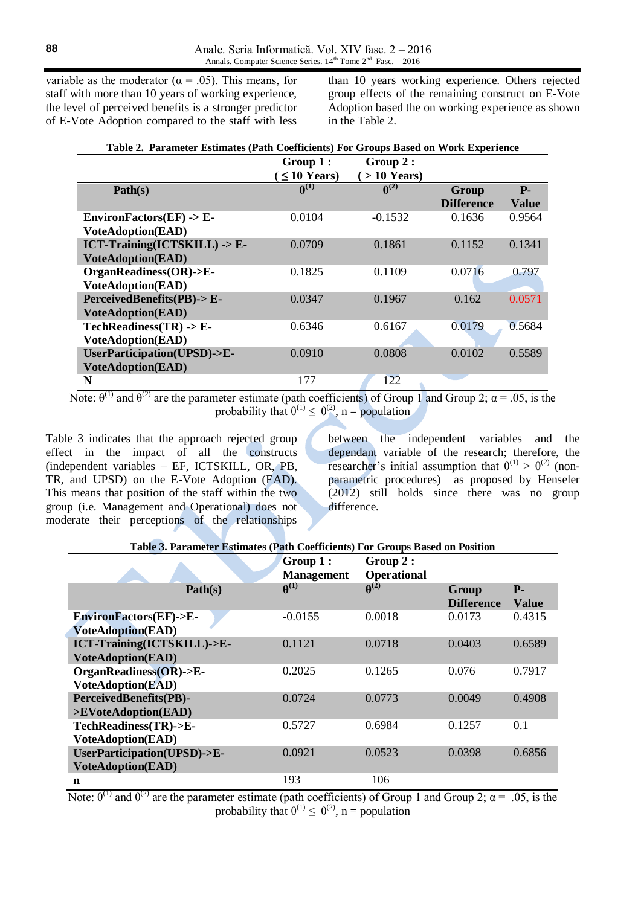variable as the moderator ($\alpha = .05$). This means, for staff with more than 10 years of working experience, the level of perceived benefits is a stronger predictor of E-Vote Adoption compared to the staff with less than 10 years working experience. Others rejected group effects of the remaining construct on E-Vote Adoption based the on working experience as shown in the Table 2.

**Table 2. Parameter Estimates (Path Coefficients) For Groups Based on Work Experience**

| Path(s) | Group 1 : ($\leq$ 10 Years) $\theta^{(1)}$ | Group 2 : (> 10 Years) $\theta^{(2)}$ | Group Difference | P-Value |
|---|---|---|---|---|
| **EnvironFactors(EF) -> E-VoteAdoption(EAD)** | 0.0104 | -0.1532 | 0.1636 | 0.9564 |
| **ICT-Training(ICTSKILL) -> E-VoteAdoption(EAD)** | 0.0709 | 0.1861 | 0.1152 | 0.1341 |
| **OrganReadiness(OR)->E-VoteAdoption(EAD)** | 0.1825 | 0.1109 | 0.0716 | 0.797 |
| **PerceivedBenefits(PB)-> E-VoteAdoption(EAD)** | 0.0347 | 0.1967 | 0.162 | 0.0571 |
| **TechReadiness(TR) -> E-VoteAdoption(EAD)** | 0.6346 | 0.6167 | 0.0179 | 0.5684 |
| **UserParticipation(UPSD)->E-VoteAdoption(EAD)** | 0.0910 | 0.0808 | 0.0102 | 0.5589 |
| **N** | 177 | 122 | | |

Note: $\theta^{(1)}$ and $\theta^{(2)}$ are the parameter estimate (path coefficients) of Group 1 and Group 2; $\alpha = .05$, is the probability that $\theta^{(1)} \leq \theta^{(2)}$, n = population

Table 3 indicates that the approach rejected group effect in the impact of all the constructs (independent variables – EF, ICTSKILL, OR, PB, TR, and UPSD) on the E-Vote Adoption (EAD). This means that position of the staff within the two group (i.e. Management and Operational) does not moderate their perceptions of the relationships between the independent variables and the dependant variable of the research; therefore, the researcher's initial assumption that $\theta^{(1)} > \theta^{(2)}$ (non-parametric procedures) as proposed by Henseler (2012) still holds since there was no group difference.

**Table 3. Parameter Estimates (Path Coefficients) For Groups Based on Position**

| Path(s) | Group 1 : Management $\theta^{(1)}$ | Group 2 : Operational $\theta^{(2)}$ | Group Difference | P-Value |
|---|---|---|---|---|
| **EnvironFactors(EF)->E-VoteAdoption(EAD)** | -0.0155 | 0.0018 | 0.0173 | 0.4315 |
| **ICT-Training(ICTSKILL)->E-VoteAdoption(EAD)** | 0.1121 | 0.0718 | 0.0403 | 0.6589 |
| **OrganReadiness(OR)->E-VoteAdoption(EAD)** | 0.2025 | 0.1265 | 0.076 | 0.7917 |
| **PerceivedBenefits(PB)->EVoteAdoption(EAD)** | 0.0724 | 0.0773 | 0.0049 | 0.4908 |
| **TechReadiness(TR)->E-VoteAdoption(EAD)** | 0.5727 | 0.6984 | 0.1257 | 0.1 |
| **UserParticipation(UPSD)->E-VoteAdoption(EAD)** | 0.0921 | 0.0523 | 0.0398 | 0.6856 |
| **n** | 193 | 106 | | |

Note: $\theta^{(1)}$ and $\theta^{(2)}$ are the parameter estimate (path coefficients) of Group 1 and Group 2; $\alpha = .05$, is the probability that $\theta^{(1)} \leq \theta^{(2)}$, n = population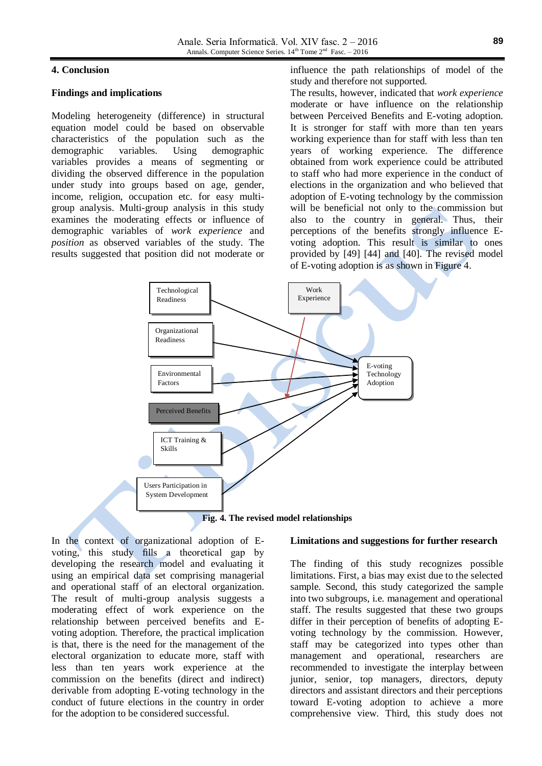## 4. Conclusion

### Findings and implications

Modeling heterogeneity (difference) in structural equation model could be based on observable characteristics of the population such as the demographic variables. Using demographic variables provides a means of segmenting or dividing the observed difference in the population under study into groups based on age, gender, income, religion, occupation etc. for easy multi-group analysis. Multi-group analysis in this study examines the moderating effects or influence of demographic variables of *work experience* and *position* as observed variables of the study. The results suggested that position did not moderate or influence the path relationships of model of the study and therefore not supported.

The results, however, indicated that *work experience* moderate or have influence on the relationship between Perceived Benefits and E-voting adoption. It is stronger for staff with more than ten years working experience than for staff with less than ten years of working experience. The difference obtained from work experience could be attributed to staff who had more experience in the conduct of elections in the organization and who believed that adoption of E-voting technology by the commission will be beneficial not only to the commission but also to the country in general. Thus, their perceptions of the benefits strongly influence E-voting adoption. This result is similar to ones provided by [49] [44] and [40]. The revised model of E-voting adoption is as shown in Figure 4.

Technological Readiness
Organizational Readiness
Environmental Factors
Perceived Benefits
ICT Training & Skills
Users Participation in System Development
Work Experience
E-voting Technology Adoption

**Fig. 4. The revised model relationships**

In the context of organizational adoption of E-voting, this study fills a theoretical gap by developing the research model and evaluating it using an empirical data set comprising managerial and operational staff of an electoral organization. The result of multi-group analysis suggests a moderating effect of work experience on the relationship between perceived benefits and E-voting adoption. Therefore, the practical implication is that, there is the need for the management of the electoral organization to educate more, staff with less than ten years work experience at the commission on the benefits (direct and indirect) derivable from adopting E-voting technology in the conduct of future elections in the country in order for the adoption to be considered successful.

### Limitations and suggestions for further research

The finding of this study recognizes possible limitations. First, a bias may exist due to the selected sample. Second, this study categorized the sample into two subgroups, i.e. management and operational staff. The results suggested that these two groups differ in their perception of benefits of adopting E-voting technology by the commission. However, staff may be categorized into types other than management and operational, researchers are recommended to investigate the interplay between junior, senior, top managers, directors, deputy directors and assistant directors and their perceptions toward E-voting adoption to achieve a more comprehensive view. Third, this study does not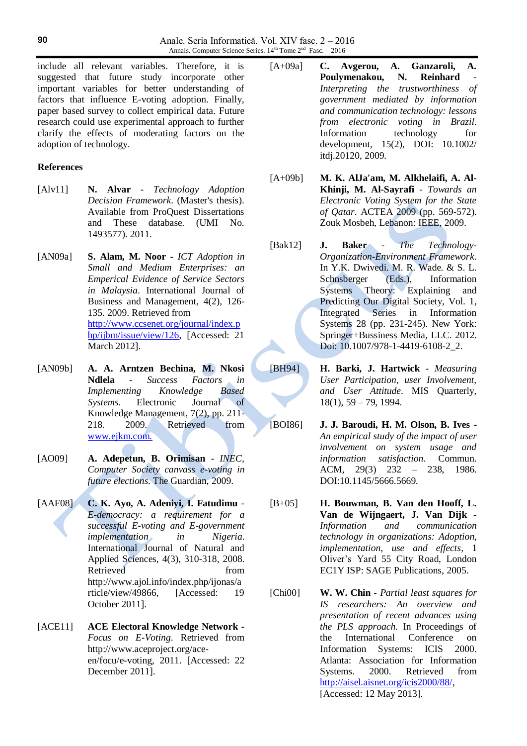include all relevant variables. Therefore, it is suggested that future study incorporate other important variables for better understanding of factors that influence E-voting adoption. Finally, paper based survey to collect empirical data. Future research could use experimental approach to further clarify the effects of moderating factors on the adoption of technology.

## References

[Alv11] **N. Alvar** - *Technology Adoption Decision Framework*. (Master's thesis). Available from ProQuest Dissertations and These database. (UMI No. 1493577). 2011.

[AN09a] **S. Alam, M. Noor** - *ICT Adoption in Small and Medium Enterprises: an Emperical Evidence of Service Sectors in Malaysia*. International Journal of Business and Management, 4(2), 126-135. 2009. Retrieved from http://www.ccsenet.org/journal/index.php/ijbm/issue/view/126, [Accessed: 21 March 2012].

[AN09b] **A. A. Arntzen Bechina, M. Nkosi Ndlela** - *Success Factors in Implementing Knowledge Based Systems*. Electronic Journal of Knowledge Management, 7(2), pp. 211-218. 2009. Retrieved from www.ejkm.com.

[AO09] **A. Adepetun, B. Orimisan** - *INEC, Computer Society canvass e-voting in future elections*. The Guardian, 2009.

[AAF08] **C. K. Ayo, A. Adeniyi, I. Fatudimu** - *E-democracy: a requirement for a successful E-voting and E-government implementation in Nigeria*. International Journal of Natural and Applied Sciences, 4(3), 310-318, 2008. Retrieved from http://www.ajol.info/index.php/ijonas/article/view/49866, [Accessed: 19 October 2011].

[ACE11] **ACE Electoral Knowledge Network** - *Focus on E-Voting*. Retrieved from http://www.aceproject.org/ace-en/focu/e-voting, 2011. [Accessed: 22 December 2011].

[A+09a] **C. Avgerou, A. Ganzaroli, A. Poulymenakou, N. Reinhard** - *Interpreting the trustworthiness of government mediated by information and communication technology: lessons from electronic voting in Brazil*. Information technology for development, 15(2), DOI: 10.1002/itdj.20120, 2009.

[A+09b] **M. K. AlJa'am, M. Alkhelaifi, A. Al-Khinji, M. Al-Sayrafi** - *Towards an Electronic Voting System for the State of Qatar*. ACTEA 2009 (pp. 569-572). Zouk Mosbeh, Lebanon: IEEE, 2009.

[Bak12] **J. Baker** - *The Technology-Organization-Environment Framework*. In Y.K. Dwivedi. M. R. Wade. & S. L. Schnsberger (Eds.), Information Systems Theory: Explaining and Predicting Our Digital Society, Vol. 1, Integrated Series in Information Systems 28 (pp. 231-245). New York: Springer+Bussiness Media, LLC. 2012. Doi: 10.1007/978-1-4419-6108-2_2.

[BH94] **H. Barki, J. Hartwick** - *Measuring User Participation, user Involvement, and User Attitude*. MIS Quarterly, 18(1), 59 – 79, 1994.

[BOI86] **J. J. Baroudi, H. M. Olson, B. Ives** - *An empirical study of the impact of user involvement on system usage and information satisfaction*. Commun. ACM, 29(3) 232 – 238, 1986. DOI:10.1145/5666.5669.

[B+05] **H. Bouwman, B. Van den Hooff, L. Van de Wijngaert, J. Van Dijk** - *Information and communication technology in organizations: Adoption, implementation, use and effects*, 1 Oliver's Yard 55 City Road, London EC1Y ISP: SAGE Publications, 2005.

[Chi00] **W. W. Chin** - *Partial least squares for IS researchers: An overview and presentation of recent advances using the PLS approach.* In Proceedings of the International Conference on Information Systems: ICIS 2000. Atlanta: Association for Information Systems. 2000. Retrieved from http://aisel.aisnet.org/icis2000/88/, [Accessed: 12 May 2013].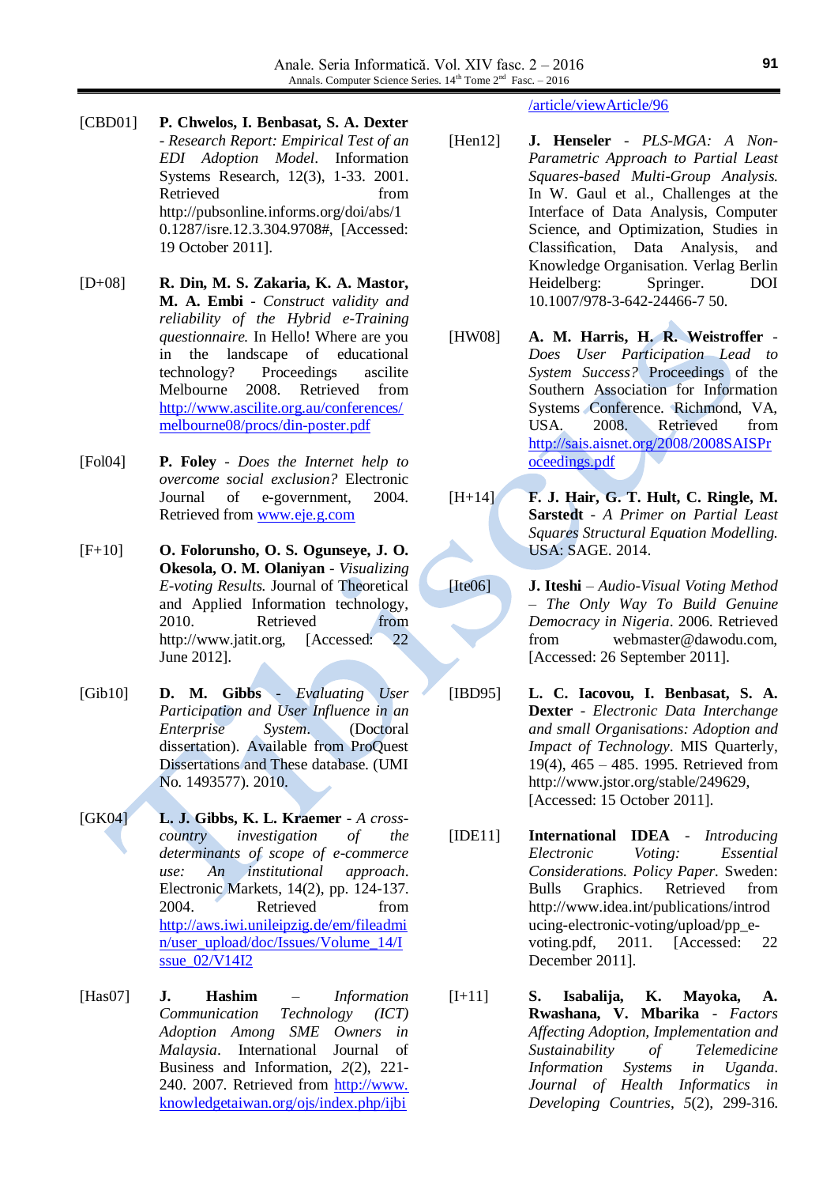[CBD01] **P. Chwelos, I. Benbasat, S. A. Dexter** - *Research Report: Empirical Test of an EDI Adoption Model*. Information Systems Research, 12(3), 1-33. 2001. Retrieved from http://pubsonline.informs.org/doi/abs/10.1287/isre.12.3.304.9708#, [Accessed: 19 October 2011].

[D+08] **R. Din, M. S. Zakaria, K. A. Mastor, M. A. Embi** - *Construct validity and reliability of the Hybrid e-Training questionnaire.* In Hello! Where are you in the landscape of educational technology? Proceedings ascilite Melbourne 2008. Retrieved from http://www.ascilite.org.au/conferences/melbourne08/procs/din-poster.pdf

[Fol04] **P. Foley** - *Does the Internet help to overcome social exclusion?* Electronic Journal of e-government, 2004. Retrieved from www.eje.g.com

[F+10] **O. Folorunsho, O. S. Ogunseye, J. O. Okesola, O. M. Olaniyan** - *Visualizing E-voting Results.* Journal of Theoretical and Applied Information technology, 2010. Retrieved from http://www.jatit.org, [Accessed: 22 June 2012].

[Gib10] **D. M. Gibbs** - *Evaluating User Participation and User Influence in an Enterprise System.* (Doctoral dissertation). Available from ProQuest Dissertations and These database. (UMI No. 1493577). 2010.

[GK04] **L. J. Gibbs, K. L. Kraemer** - *A cross-country investigation of the determinants of scope of e-commerce use: An institutional approach*. Electronic Markets, 14(2), pp. 124-137. 2004. Retrieved from http://aws.iwi.unileipzig.de/em/fileadmin/user_upload/doc/Issues/Volume_14/Issue_02/V14I2

[Has07] **J. Hashim** – *Information Communication Technology (ICT) Adoption Among SME Owners in Malaysia*. International Journal of Business and Information, *2*(2), 221-240. 2007. Retrieved from http://www.knowledgetaiwan.org/ojs/index.php/ijbi/article/viewArticle/96

[Hen12] **J. Henseler** - *PLS-MGA: A Non-Parametric Approach to Partial Least Squares-based Multi-Group Analysis.* In W. Gaul et al., Challenges at the Interface of Data Analysis, Computer Science, and Optimization, Studies in Classification, Data Analysis, and Knowledge Organisation. Verlag Berlin Heidelberg: Springer. DOI 10.1007/978-3-642-24466-7 50.

[HW08] **A. M. Harris, H. R. Weistroffer** - *Does User Participation Lead to System Success?* Proceedings of the Southern Association for Information Systems Conference. Richmond, VA, USA. 2008. Retrieved from http://sais.aisnet.org/2008/2008SAISProceedings.pdf

[H+14] **F. J. Hair, G. T. Hult, C. Ringle, M. Sarstedt** - *A Primer on Partial Least Squares Structural Equation Modelling.* USA: SAGE. 2014.

[Ite06] **J. Iteshi** – *Audio-Visual Voting Method – The Only Way To Build Genuine Democracy in Nigeria*. 2006. Retrieved from webmaster@dawodu.com, [Accessed: 26 September 2011].

[IBD95] **L. C. Iacovou, I. Benbasat, S. A. Dexter** - *Electronic Data Interchange and small Organisations: Adoption and Impact of Technology*. MIS Quarterly, 19(4), 465 – 485. 1995. Retrieved from http://www.jstor.org/stable/249629, [Accessed: 15 October 2011].

[IDE11] **International IDEA** - *Introducing Electronic Voting: Essential Considerations. Policy Paper.* Sweden: Bulls Graphics. Retrieved from http://www.idea.int/publications/introducing-electronic-voting/upload/pp_e-voting.pdf, 2011. [Accessed: 22 December 2011].

[I+11] **S. Isabalija, K. Mayoka, A. Rwashana, V. Mbarika** - *Factors Affecting Adoption, Implementation and Sustainability of Telemedicine Information Systems in Uganda. Journal of Health Informatics in Developing Countries*, *5*(2), 299-316.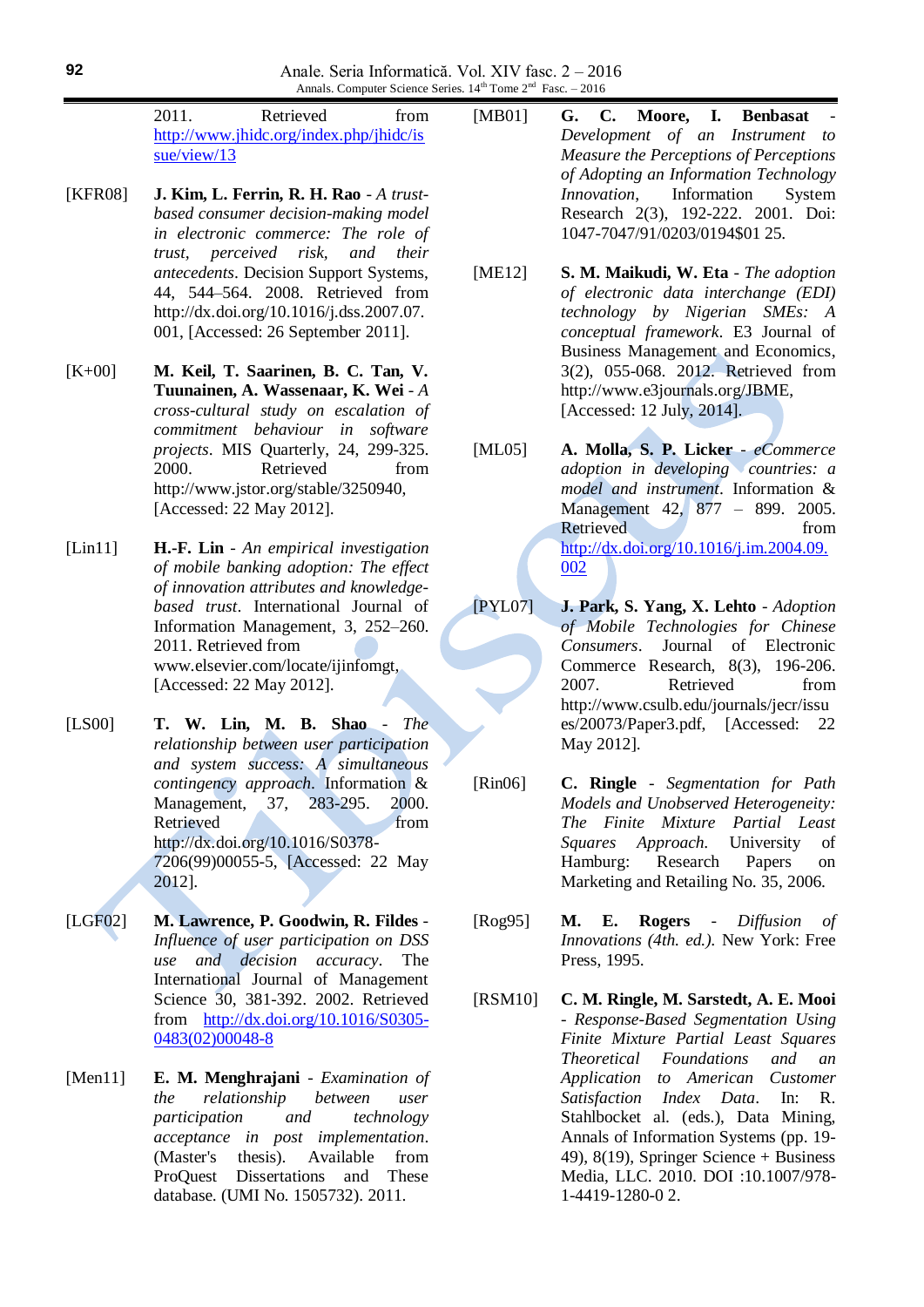2011. Retrieved from http://www.jhidc.org/index.php/jhidc/issue/view/13

[KFR08] **J. Kim, L. Ferrin, R. H. Rao** - *A trust-based consumer decision-making model in electronic commerce: The role of trust, perceived risk, and their antecedents*. Decision Support Systems, 44, 544–564. 2008. Retrieved from http://dx.doi.org/10.1016/j.dss.2007.07.001, [Accessed: 26 September 2011].

[K+00] **M. Keil, T. Saarinen, B. C. Tan, V. Tuunainen, A. Wassenaar, K. Wei** - *A cross-cultural study on escalation of commitment behaviour in software projects*. MIS Quarterly, 24, 299-325. 2000. Retrieved from http://www.jstor.org/stable/3250940, [Accessed: 22 May 2012].

[Lin11] **H.-F. Lin** - *An empirical investigation of mobile banking adoption: The effect of innovation attributes and knowledge-based trust*. International Journal of Information Management, 3, 252–260. 2011. Retrieved from www.elsevier.com/locate/ijinfomgt, [Accessed: 22 May 2012].

[LS00] **T. W. Lin, M. B. Shao** - *The relationship between user participation and system success: A simultaneous contingency approach*. Information & Management, 37, 283-295. 2000. Retrieved from http://dx.doi.org/10.1016/S0378-7206(99)00055-5, [Accessed: 22 May 2012].

[LGF02] **M. Lawrence, P. Goodwin, R. Fildes** - *Influence of user participation on DSS use and decision accuracy*. The International Journal of Management Science 30, 381-392. 2002. Retrieved from http://dx.doi.org/10.1016/S0305-0483(02)00048-8

[Men11] **E. M. Menghrajani** - *Examination of the relationship between user participation and technology acceptance in post implementation*. (Master's thesis). Available from ProQuest Dissertations and These database. (UMI No. 1505732). 2011.

[MB01] **G. C. Moore, I. Benbasat** - *Development of an Instrument to Measure the Perceptions of Perceptions of Adopting an Information Technology Innovation*, Information System Research 2(3), 192-222. 2001. Doi: 1047-7047/91/0203/0194$01 25.

[ME12] **S. M. Maikudi, W. Eta** - *The adoption of electronic data interchange (EDI) technology by Nigerian SMEs: A conceptual framework*. E3 Journal of Business Management and Economics, 3(2), 055-068. 2012. Retrieved from http://www.e3journals.org/JBME, [Accessed: 12 July, 2014].

[ML05] **A. Molla, S. P. Licker** - *eCommerce adoption in developing countries: a model and instrument*. Information & Management 42, 877 – 899. 2005. Retrieved from http://dx.doi.org/10.1016/j.im.2004.09.002

[PYL07] **J. Park, S. Yang, X. Lehto** - *Adoption of Mobile Technologies for Chinese Consumers*. Journal of Electronic Commerce Research, 8(3), 196-206. 2007. Retrieved from http://www.csulb.edu/journals/jecr/issues/20073/Paper3.pdf, [Accessed: 22 May 2012].

[Rin06] **C. Ringle** - *Segmentation for Path Models and Unobserved Heterogeneity: The Finite Mixture Partial Least Squares Approach.* University of Hamburg: Research Papers on Marketing and Retailing No. 35, 2006.

[Rog95] **M. E. Rogers** - *Diffusion of Innovations (4th. ed.).* New York: Free Press, 1995.

[RSM10] **C. M. Ringle, M. Sarstedt, A. E. Mooi** - *Response-Based Segmentation Using Finite Mixture Partial Least Squares Theoretical Foundations and an Application to American Customer Satisfaction Index Data*. In: R. Stahlbocket al. (eds.), Data Mining, Annals of Information Systems (pp. 19-49), 8(19), Springer Science + Business Media, LLC. 2010. DOI :10.1007/978-1-4419-1280-0 2.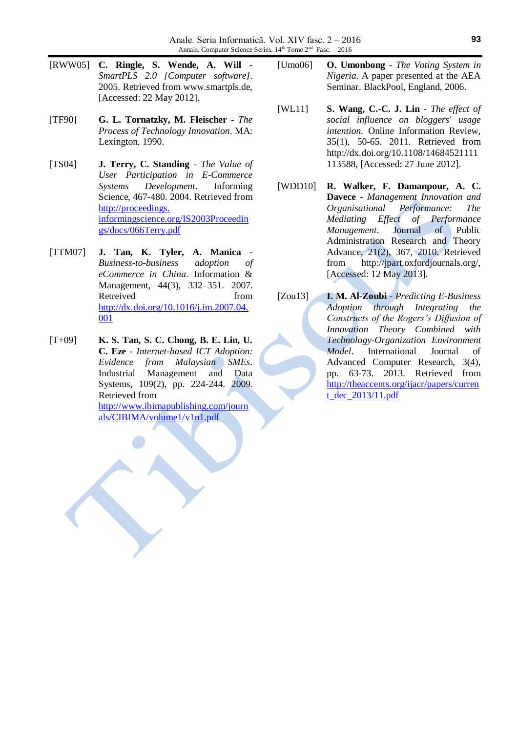[RWW05] **C. Ringle, S. Wende, A. Will** - *SmartPLS 2.0 [Computer software]*. 2005. Retrieved from www.smartpls.de, [Accessed: 22 May 2012].

[TF90] **G. L. Tornatzky, M. Fleischer** - *The Process of Technology Innovation*. MA: Lexington, 1990.

[TS04] **J. Terry, C. Standing** - *The Value of User Participation in E-Commerce Systems Development*. Informing Science, 467-480. 2004. Retrieved from http://proceedings.informingscience.org/IS2003Proceedings/docs/066Terry.pdf

[TTM07] **J. Tan, K. Tyler, A. Manica** - *Business-to-business adoption of eCommerce in China*. Information & Management, 44(3), 332–351. 2007. Retreived from http://dx.doi.org/10.1016/j.im.2007.04.001

[T+09] **K. S. Tan, S. C. Chong, B. E. Lin, U. C. Eze** - *Internet-based ICT Adoption: Evidence from Malaysian SMEs*. Industrial Management and Data Systems, 109(2), pp. 224-244. 2009. Retrieved from http://www.ibimapublishing.com/journals/CIBIMA/volume1/v1n1.pdf

[Umo06] **O. Umonbong** - *The Voting System in Nigeria*. A paper presented at the AEA Seminar. BlackPool, England, 2006.

[WL11] **S. Wang, C.-C. J. Lin** - *The effect of social influence on bloggers' usage intention*. Online Information Review, 35(1), 50-65. 2011. Retrieved from http://dx.doi.org/10.1108/14684521111113588, [Accessed: 27 June 2012].

[WDD10] **R. Walker, F. Damanpour, A. C. Davece** - *Management Innovation and Organisational Performance: The Mediating Effect of Performance Management*. Journal of Public Administration Research and Theory Advance, 21(2), 367, 2010. Retrieved from http://jpart.oxfordjournals.org/, [Accessed: 12 May 2013].

[Zou13] **I. M. Al-Zoubi** - *Predicting E-Business Adoption through Integrating the Constructs of the Rogers's Diffusion of Innovation Theory Combined with Technology-Organization Environment Model*. International Journal of Advanced Computer Research, 3(4), pp. 63-73. 2013. Retrieved from http://theaccents.org/ijacr/papers/current_dec_2013/11.pdf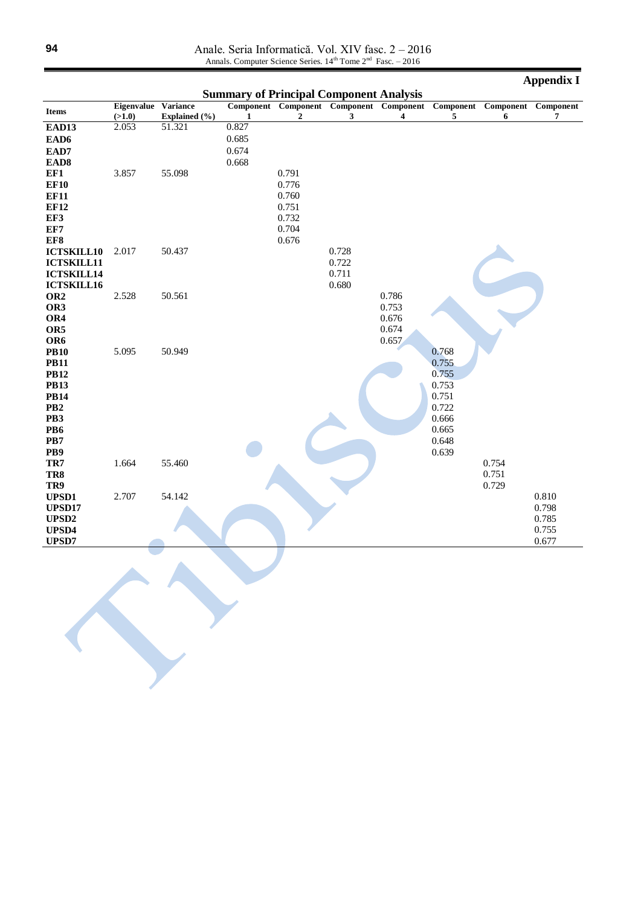## Appendix I

### Summary of Principal Component Analysis

| Items | Eigenvalue (>1.0) | Variance Explained (%) | Component 1 | Component 2 | Component 3 | Component 4 | Component 5 | Component 6 | Component 7 |
|---|---|---|---|---|---|---|---|---|---|
| **EAD13** | 2.053 | 51.321 | 0.827 | | | | | | |
| **EAD6** | | | 0.685 | | | | | | |
| **EAD7** | | | 0.674 | | | | | | |
| **EAD8** | | | 0.668 | | | | | | |
| **EF1** | 3.857 | 55.098 | | 0.791 | | | | | |
| **EF10** | | | | 0.776 | | | | | |
| **EF11** | | | | 0.760 | | | | | |
| **EF12** | | | | 0.751 | | | | | |
| **EF3** | | | | 0.732 | | | | | |
| **EF7** | | | | 0.704 | | | | | |
| **EF8** | | | | 0.676 | | | | | |
| **ICTSKILL10** | 2.017 | 50.437 | | | 0.728 | | | | |
| **ICTSKILL11** | | | | | 0.722 | | | | |
| **ICTSKILL14** | | | | | 0.711 | | | | |
| **ICTSKILL16** | | | | | 0.680 | | | | |
| **OR2** | 2.528 | 50.561 | | | | 0.786 | | | |
| **OR3** | | | | | | 0.753 | | | |
| **OR4** | | | | | | 0.676 | | | |
| **OR5** | | | | | | 0.674 | | | |
| **OR6** | | | | | | 0.657 | | | |
| **PB10** | 5.095 | 50.949 | | | | | 0.768 | | |
| **PB11** | | | | | | | 0.755 | | |
| **PB12** | | | | | | | 0.755 | | |
| **PB13** | | | | | | | 0.753 | | |
| **PB14** | | | | | | | 0.751 | | |
| **PB2** | | | | | | | 0.722 | | |
| **PB3** | | | | | | | 0.666 | | |
| **PB6** | | | | | | | 0.665 | | |
| **PB7** | | | | | | | 0.648 | | |
| **PB9** | | | | | | | 0.639 | | |
| **TR7** | 1.664 | 55.460 | | | | | | 0.754 | |
| **TR8** | | | | | | | | 0.751 | |
| **TR9** | | | | | | | | 0.729 | |
| **UPSD1** | 2.707 | 54.142 | | | | | | | 0.810 |
| **UPSD17** | | | | | | | | | 0.798 |
| **UPSD2** | | | | | | | | | 0.785 |
| **UPSD4** | | | | | | | | | 0.755 |
| **UPSD7** | | | | | | | | | 0.677 |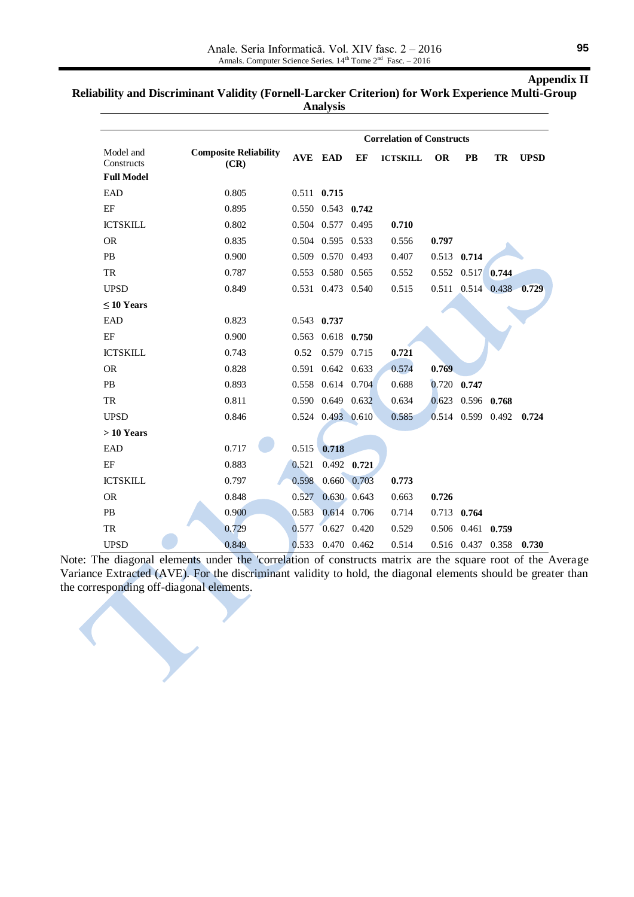## Appendix II

### Reliability and Discriminant Validity (Fornell-Larcker Criterion) for Work Experience Multi-Group Analysis

| Model and Constructs | Composite Reliability (CR) | AVE | Correlation of Constructs | | | | | | |
|---|---|---|---|---|---|---|---|---|---|
| | | | EAD | EF | ICTSKILL | OR | PB | TR | UPSD |
| **Full Model** | | | | | | | | | |
| EAD | 0.805 | 0.511 | **0.715** | | | | | | |
| EF | 0.895 | 0.550 | 0.543 | **0.742** | | | | | |
| ICTSKILL | 0.802 | 0.504 | 0.577 | 0.495 | **0.710** | | | | |
| OR | 0.835 | 0.504 | 0.595 | 0.533 | 0.556 | **0.797** | | | |
| PB | 0.900 | 0.509 | 0.570 | 0.493 | 0.407 | 0.513 | **0.714** | | |
| TR | 0.787 | 0.553 | 0.580 | 0.565 | 0.552 | 0.552 | 0.517 | **0.744** | |
| UPSD | 0.849 | 0.531 | 0.473 | 0.540 | 0.515 | 0.511 | 0.514 | 0.438 | **0.729** |
| **≤ 10 Years** | | | | | | | | | |
| EAD | 0.823 | 0.543 | **0.737** | | | | | | |
| EF | 0.900 | 0.563 | 0.618 | **0.750** | | | | | |
| ICTSKILL | 0.743 | 0.52 | 0.579 | 0.715 | **0.721** | | | | |
| OR | 0.828 | 0.591 | 0.642 | 0.633 | 0.574 | **0.769** | | | |
| PB | 0.893 | 0.558 | 0.614 | 0.704 | 0.688 | 0.720 | **0.747** | | |
| TR | 0.811 | 0.590 | 0.649 | 0.632 | 0.634 | 0.623 | 0.596 | **0.768** | |
| UPSD | 0.846 | 0.524 | 0.493 | 0.610 | 0.585 | 0.514 | 0.599 | 0.492 | **0.724** |
| **> 10 Years** | | | | | | | | | |
| EAD | 0.717 | 0.515 | **0.718** | | | | | | |
| EF | 0.883 | 0.521 | 0.492 | **0.721** | | | | | |
| ICTSKILL | 0.797 | 0.598 | 0.660 | 0.703 | **0.773** | | | | |
| OR | 0.848 | 0.527 | 0.630 | 0.643 | 0.663 | **0.726** | | | |
| PB | 0.900 | 0.583 | 0.614 | 0.706 | 0.714 | 0.713 | **0.764** | | |
| TR | 0.729 | 0.577 | 0.627 | 0.420 | 0.529 | 0.506 | 0.461 | **0.759** | |
| UPSD | 0.849 | 0.533 | 0.470 | 0.462 | 0.514 | 0.516 | 0.437 | 0.358 | **0.730** |

Note: The diagonal elements under the 'correlation of constructs matrix are the square root of the Average Variance Extracted (AVE). For the discriminant validity to hold, the diagonal elements should be greater than the corresponding off-diagonal elements.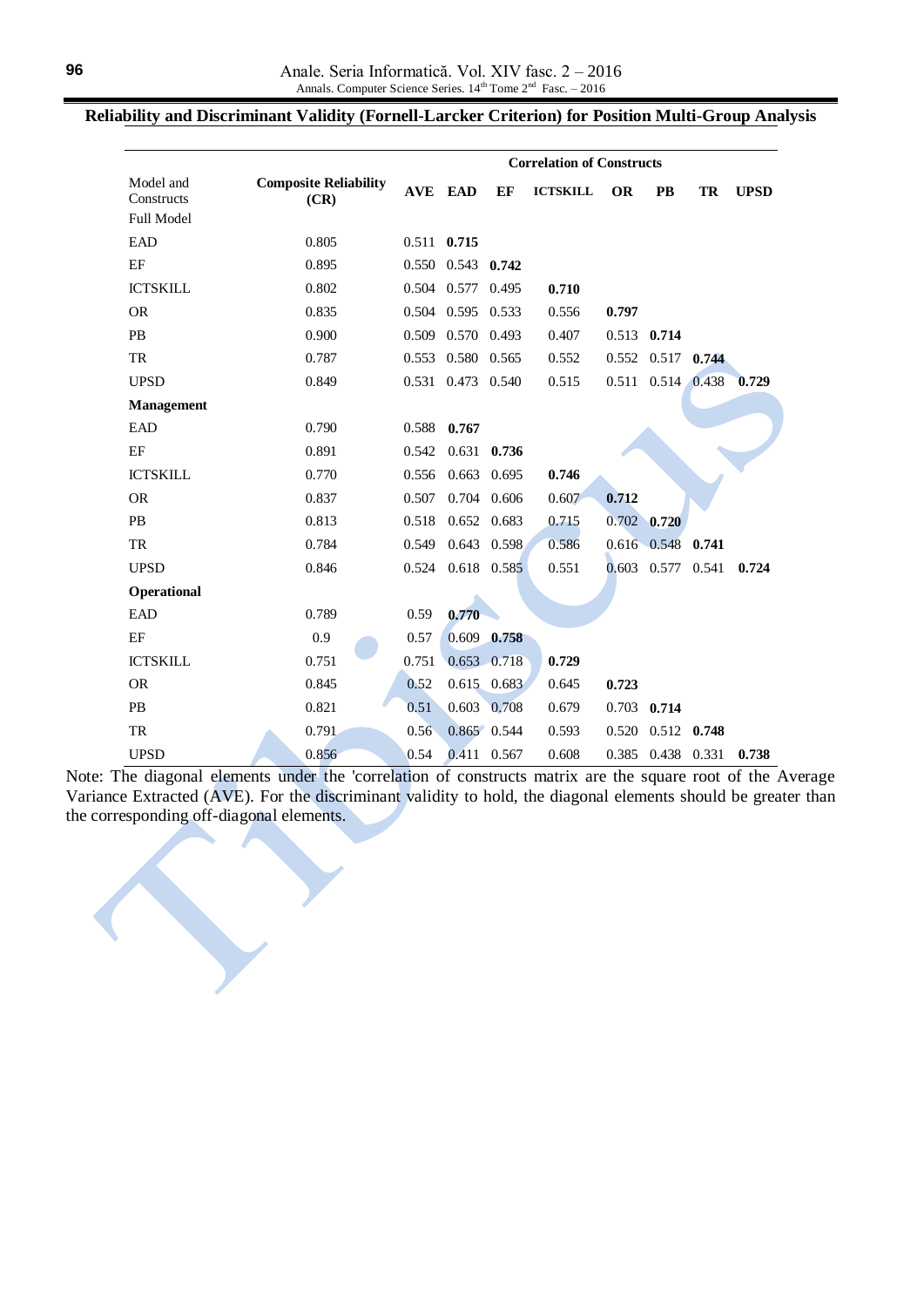**Reliability and Discriminant Validity (Fornell-Larcker Criterion) for Position Multi-Group Analysis**

| Model and Constructs | Composite Reliability (CR) | AVE | Correlation of Constructs | | | | | | |
|---|---|---|---|---|---|---|---|---|---|
| | | | EAD | EF | ICTSKILL | OR | PB | TR | UPSD |
| Full Model | | | | | | | | | |
| EAD | 0.805 | 0.511 | **0.715** | | | | | | |
| EF | 0.895 | 0.550 | 0.543 | **0.742** | | | | | |
| ICTSKILL | 0.802 | 0.504 | 0.577 | 0.495 | **0.710** | | | | |
| OR | 0.835 | 0.504 | 0.595 | 0.533 | 0.556 | **0.797** | | | |
| PB | 0.900 | 0.509 | 0.570 | 0.493 | 0.407 | 0.513 | **0.714** | | |
| TR | 0.787 | 0.553 | 0.580 | 0.565 | 0.552 | 0.552 | 0.517 | **0.744** | |
| UPSD | 0.849 | 0.531 | 0.473 | 0.540 | 0.515 | 0.511 | 0.514 | 0.438 | **0.729** |
| **Management** | | | | | | | | | |
| EAD | 0.790 | 0.588 | **0.767** | | | | | | |
| EF | 0.891 | 0.542 | 0.631 | **0.736** | | | | | |
| ICTSKILL | 0.770 | 0.556 | 0.663 | 0.695 | **0.746** | | | | |
| OR | 0.837 | 0.507 | 0.704 | 0.606 | 0.607 | **0.712** | | | |
| PB | 0.813 | 0.518 | 0.652 | 0.683 | 0.715 | 0.702 | **0.720** | | |
| TR | 0.784 | 0.549 | 0.643 | 0.598 | 0.586 | 0.616 | 0.548 | **0.741** | |
| UPSD | 0.846 | 0.524 | 0.618 | 0.585 | 0.551 | 0.603 | 0.577 | 0.541 | **0.724** |
| **Operational** | | | | | | | | | |
| EAD | 0.789 | 0.59 | **0.770** | | | | | | |
| EF | 0.9 | 0.57 | 0.609 | **0.758** | | | | | |
| ICTSKILL | 0.751 | 0.751 | 0.653 | 0.718 | **0.729** | | | | |
| OR | 0.845 | 0.52 | 0.615 | 0.683 | 0.645 | **0.723** | | | |
| PB | 0.821 | 0.51 | 0.603 | 0.708 | 0.679 | 0.703 | **0.714** | | |
| TR | 0.791 | 0.56 | 0.865 | 0.544 | 0.593 | 0.520 | 0.512 | **0.748** | |
| UPSD | 0.856 | 0.54 | 0.411 | 0.567 | 0.608 | 0.385 | 0.438 | 0.331 | **0.738** |

Note: The diagonal elements under the 'correlation of constructs matrix are the square root of the Average Variance Extracted (AVE). For the discriminant validity to hold, the diagonal elements should be greater than the corresponding off-diagonal elements.